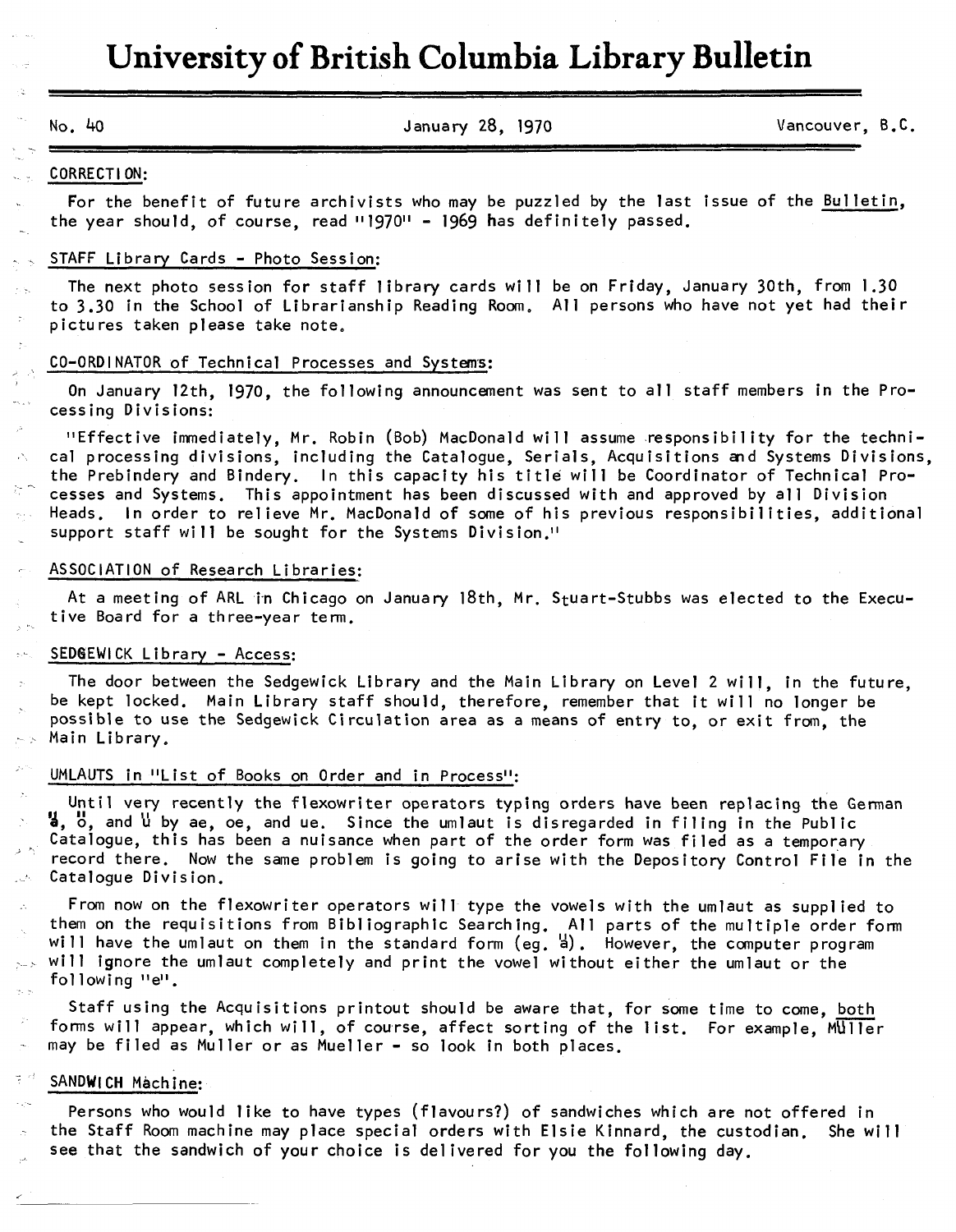# University of British Columbia Library Bulletin

No. 40 January 28, 1970 Vancouver, B.C.

## CORRECTION:

For the benefit of future archivists who may be puzzled by the last issue of the Bulletin, the year should, of course, read "1970" - 1969 has definitely passed.

## STAFF Library Cards - Photo Session:

The next photo session for staff library cards will be on Friday, January 30th, from 1.30 to 3.30 in the School of Librarianship Reading Room. All persons who have not yet had their pictures taken please take note.

## CO-ORDINATOR of Technical Processes and Systems:

On January 12th, 1970, the following announcement was sent to all staff members in the Processing Divisions:

"Effective immediately, Mr. Robin (Bob) MacDonald will assume responsibility for the technical processing divisions, including the Catalogue, Serials, Acquisitions and Systems Divisions, the Prebindery and Bindery. In this capacity his title will be Coordinator of Technical Processes and Systems. This appointment has been discussed with and approved by all Division Heads. In order to relieve Mr. MacDonald of some of his previous responsibilities, additional support staff will be sought for the Systems Division."

## ASSOCIATION of Research Libraries:

At a meeting of ARL in Chicago on January 18th, Mr. Stuart-Stubbs was elected to the Executive Board for a three-year term.

## SEDGEWICK Library - Access:

The door between the Sedgewick Library and the Main Library on Level 2 will, in the future, be kept locked. Main Library staff should, therefore, remember that it will no longer be possible to use the Sedgewick Circulation area as a means of entry to, or exit from, the Main Library.

## UMLAUTS in "List of Books on Order and in Process":

Until very recently the flexowriter operators typing orders have been replacing the German ä, ö, and ü by ae, oe, and ue. Since the umlaut is disregarded in filing in the Public Catalogue, this has been a nuisance when part of the order form was filed as a temporary record there. Now the same problem is going to arise with the Depository Control File in the Catalogue Division.

From now on the flexowriter operators will type the vowels with the umlaut as supplied to them on the requisitions from Bibliographic Searching. All parts of the multiple order form will have the umlaut on them in the standard form (eg. ä). However, the computer program will ignore the umlaut completely and print the vowel without either the umlaut or the following "e".

Staff using the Acquisitions printout should be aware that, for some time to come, both forms will appear, which will, of course, affect sorting of the list. For example, Müller may be filed as Muller or as Mueller - so look in both places.

## SANDWICH Machine:

Persons who would like to have types (flavours?) of sandwiches which are not offered in the Staff Room machine may place special orders with Elsie Kinnard, the custodian. She will see that the sandwich of your choice is delivered for you the following day.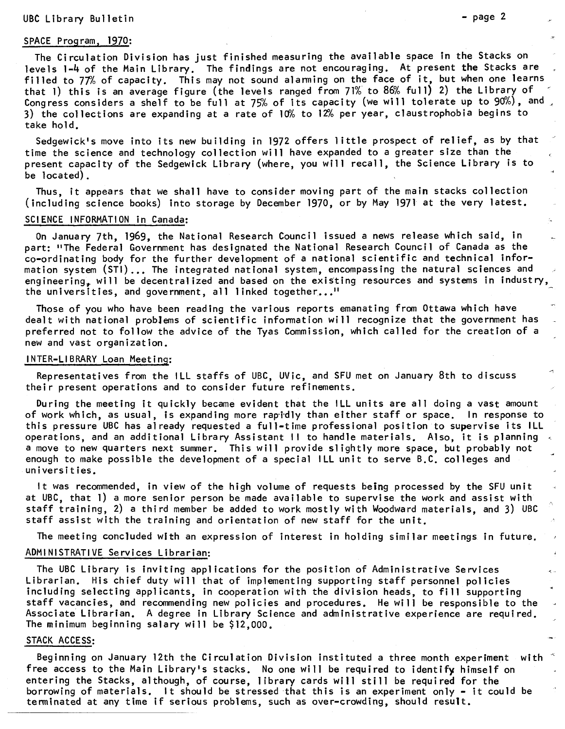## SPACE Program, 1970:

The Circulation Division has just finished measuring the available space in the Stacks on levels 1-4 of the Main Library. The findings are not encouraging. At present the Stacks are filled to 77% of capacity. This may not sound alarming on the face of it, but when one learns that 1) this is an average figure (the levels ranged from 71% to 86% full) 2) the Library of Congress considers a shelf to be full at 75% of its capacity (we will tolerate up to 90%), and 3) the collections are expanding at a rate of 10% to 12% per year, claustrophobia begins to take hold.

Sedgewick's move into its new building in 1972 offers little prospect of relief, as by that time the science and technology collection will have expanded to a greater size than the present capacity of the Sedgewick Library (where, you will recall, the Science Library is to be located).

Thus, it appears that we shall have to consider moving part of the main stacks collection (including science books) into storage by December 1970, or by May 1971 at the very latest.

## SCIENCE INFORMATION in Canada:

On January 7th, 1969, the National Research Council issued a news release which said, in part: "The Federal Government has designated the National Research Council of Canada as the co-ordinating body for the further development of a national scientific and technical information system (STI)... The integrated national system, encompassing the natural sciences and engineering, will be decentralized and based on the existing resources and systems in industry, the universities, and government, all linked together..."

Those of you who have been reading the various reports emanating from Ottawa which have dealt with national problems of scientific information will recognize that the government has preferred not to follow the advice of the Tyas Commission, which called for the creation of a new and vast organization.

## INTER-LIBRARY Loan Meeting:

Representatives from the ILL staffs of UBC, UVic, and SFU met on January 8th to discuss their present operations and to consider future refinements.

During the meeting it quickly became evident that the ILL units are all doing a vast amount of work which, as usual, is expanding more rapidly than either staff or space. In response to this pressure UBC has already requested a full-time professional position to supervise its ILL operations, and an additional Library Assistant II to handle materials. Also, it is planning a move to new quarters next summer. This will provide slightly more space, but probably not enough to make possible the development of a special ILL unit to serve B.C. colleges and universities.

It was recommended, in view of the high volume of requests being processed by the SFU unit at UBC, that 1) a more senior person be made available to supervise the work and assist with staff training, 2) a third member be added to work mostly with Woodward materials, and 3) UBC staff assist with the training and orientation of new staff for the unit.

The meeting concluded with an expression of interest in holding similar meetings in future.

## ADMINISTRATIVE Services Librarian:

The UBC Library is inviting applications for the position of Administrative Services Librarian. His chief duty will that of implementing supporting staff personnel policies including selecting applicants, in cooperation with the division heads, to fill supporting staff vacancies, and recommending new policies and procedures. He will be responsible to the Associate Librarian. A degree in Library Science and administrative experience are required. The minimum beginning salary will be $12,000.

## STACK ACCESS:

Beginning on January 12th the Circulation Division instituted a three month experiment with free access to the Main Library's stacks. No one will be required to identify himself on entering the Stacks, although, of course, library cards will still be required for the borrowing of materials. It should be stressed that this is an experiment only - it could be terminated at any time if serious problems, such as over-crowding, should result.